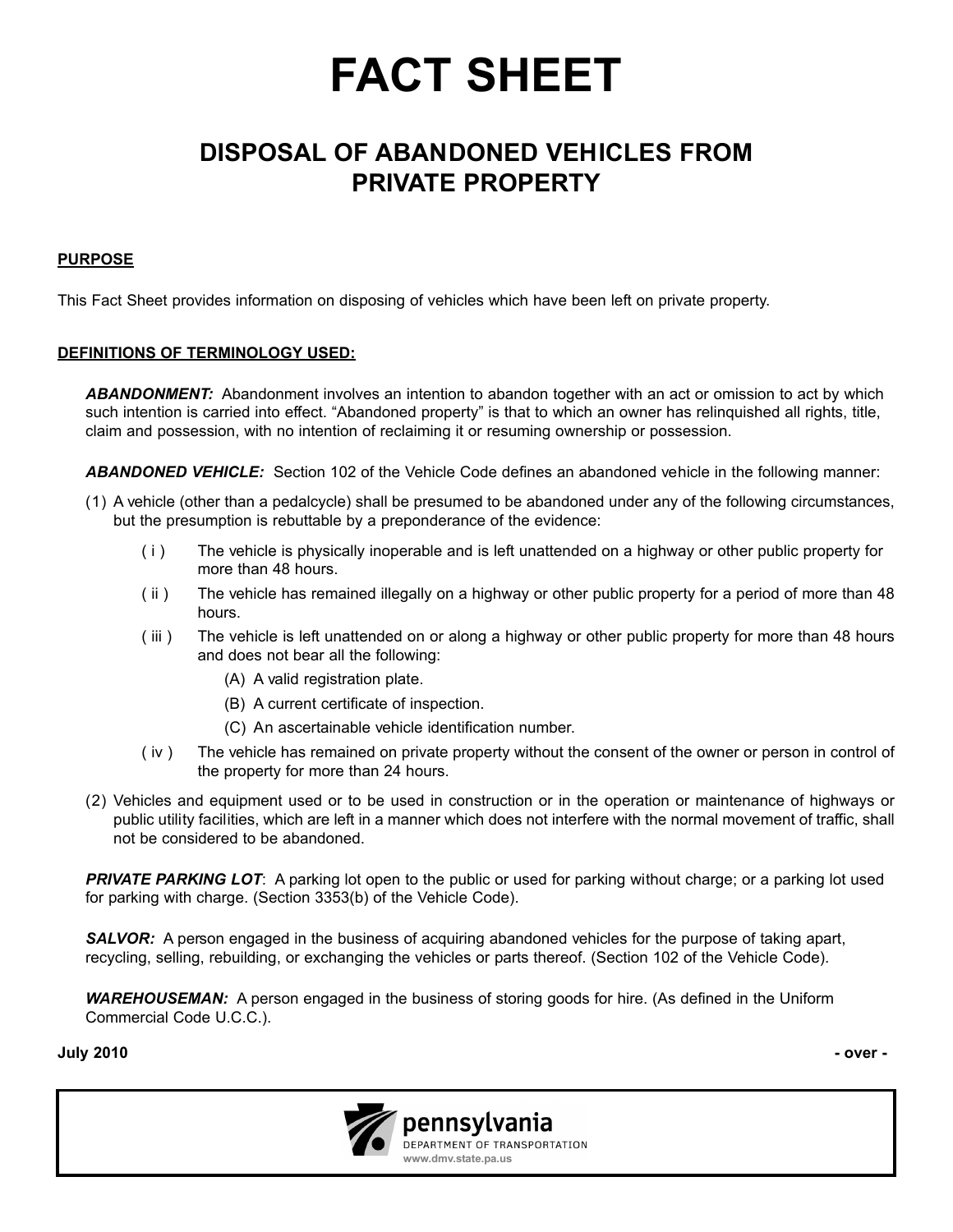# FACT SHEET

## DISPOSAL OF ABANDONED VEHICLES FROM PRIVATE PROPERTY

**PURPOSE**

This Fact Sheet provides information on disposing of vehicles which have been left on private property.

**DEFINITIONS OF TERMINOLOGY USED:**

***ABANDONMENT:*** Abandonment involves an intention to abandon together with an act or omission to act by which such intention is carried into effect. "Abandoned property" is that to which an owner has relinquished all rights, title, claim and possession, with no intention of reclaiming it or resuming ownership or possession.

***ABANDONED VEHICLE:*** Section 102 of the Vehicle Code defines an abandoned vehicle in the following manner:

(1) A vehicle (other than a pedalcycle) shall be presumed to be abandoned under any of the following circumstances, but the presumption is rebuttable by a preponderance of the evidence:

- ( i ) The vehicle is physically inoperable and is left unattended on a highway or other public property for more than 48 hours.
- ( ii ) The vehicle has remained illegally on a highway or other public property for a period of more than 48 hours.
- ( iii ) The vehicle is left unattended on or along a highway or other public property for more than 48 hours and does not bear all the following:
  - (A) A valid registration plate.
  - (B) A current certificate of inspection.
  - (C) An ascertainable vehicle identification number.
- ( iv ) The vehicle has remained on private property without the consent of the owner or person in control of the property for more than 24 hours.

(2) Vehicles and equipment used or to be used in construction or in the operation or maintenance of highways or public utility facilities, which are left in a manner which does not interfere with the normal movement of traffic, shall not be considered to be abandoned.

***PRIVATE PARKING LOT***: A parking lot open to the public or used for parking without charge; or a parking lot used for parking with charge. (Section 3353(b) of the Vehicle Code).

***SALVOR:*** A person engaged in the business of acquiring abandoned vehicles for the purpose of taking apart, recycling, selling, rebuilding, or exchanging the vehicles or parts thereof. (Section 102 of the Vehicle Code).

***WAREHOUSEMAN:*** A person engaged in the business of storing goods for hire. (As defined in the Uniform Commercial Code U.C.C.).

**July 2010** **- over -**

pennsylvania
DEPARTMENT OF TRANSPORTATION
www.dmv.state.pa.us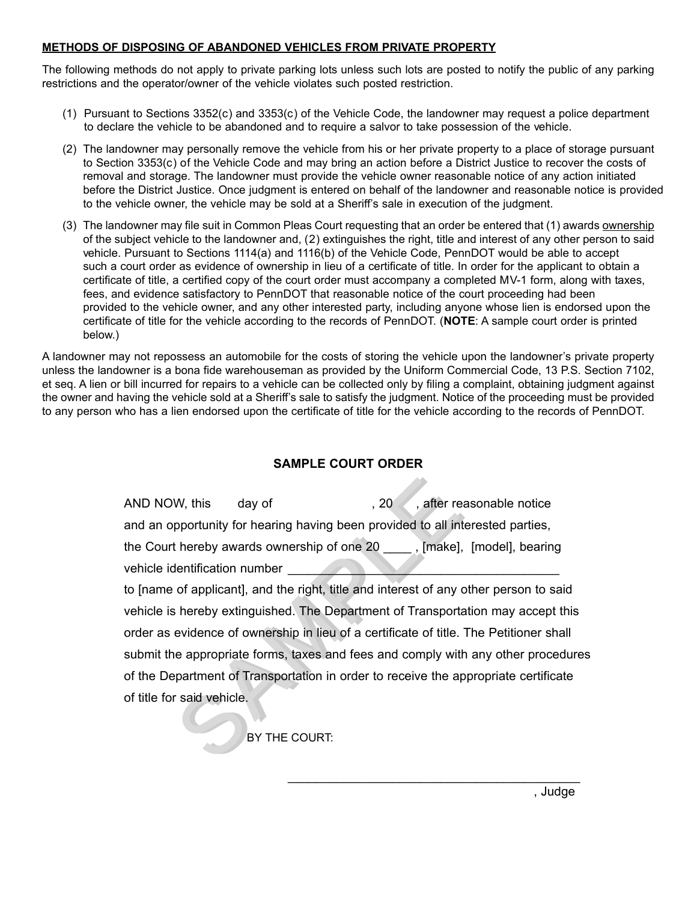**METHODS OF DISPOSING OF ABANDONED VEHICLES FROM PRIVATE PROPERTY**

The following methods do not apply to private parking lots unless such lots are posted to notify the public of any parking restrictions and the operator/owner of the vehicle violates such posted restriction.

(1) Pursuant to Sections 3352(c) and 3353(c) of the Vehicle Code, the landowner may request a police department to declare the vehicle to be abandoned and to require a salvor to take possession of the vehicle.

(2) The landowner may personally remove the vehicle from his or her private property to a place of storage pursuant to Section 3353(c) of the Vehicle Code and may bring an action before a District Justice to recover the costs of removal and storage. The landowner must provide the vehicle owner reasonable notice of any action initiated before the District Justice. Once judgment is entered on behalf of the landowner and reasonable notice is provided to the vehicle owner, the vehicle may be sold at a Sheriff's sale in execution of the judgment.

(3) The landowner may file suit in Common Pleas Court requesting that an order be entered that (1) awards ownership of the subject vehicle to the landowner and, (2) extinguishes the right, title and interest of any other person to said vehicle. Pursuant to Sections 1114(a) and 1116(b) of the Vehicle Code, PennDOT would be able to accept such a court order as evidence of ownership in lieu of a certificate of title. In order for the applicant to obtain a certificate of title, a certified copy of the court order must accompany a completed MV-1 form, along with taxes, fees, and evidence satisfactory to PennDOT that reasonable notice of the court proceeding had been provided to the vehicle owner, and any other interested party, including anyone whose lien is endorsed upon the certificate of title for the vehicle according to the records of PennDOT. (**NOTE**: A sample court order is printed below.)

A landowner may not repossess an automobile for the costs of storing the vehicle upon the landowner's private property unless the landowner is a bona fide warehouseman as provided by the Uniform Commercial Code, 13 P.S. Section 7102, et seq. A lien or bill incurred for repairs to a vehicle can be collected only by filing a complaint, obtaining judgment against the owner and having the vehicle sold at a Sheriff's sale to satisfy the judgment. Notice of the proceeding must be provided to any person who has a lien endorsed upon the certificate of title for the vehicle according to the records of PennDOT.

**SAMPLE COURT ORDER**

AND NOW, this day of , 20 , after reasonable notice and an opportunity for hearing having been provided to all interested parties, the Court hereby awards ownership of one 20 ____ , [make], [model], bearing vehicle identification number ______________________________________ to [name of applicant], and the right, title and interest of any other person to said vehicle is hereby extinguished. The Department of Transportation may accept this order as evidence of ownership in lieu of a certificate of title. The Petitioner shall submit the appropriate forms, taxes and fees and comply with any other procedures of the Department of Transportation in order to receive the appropriate certificate of title for said vehicle.

BY THE COURT:

______________________________________, Judge